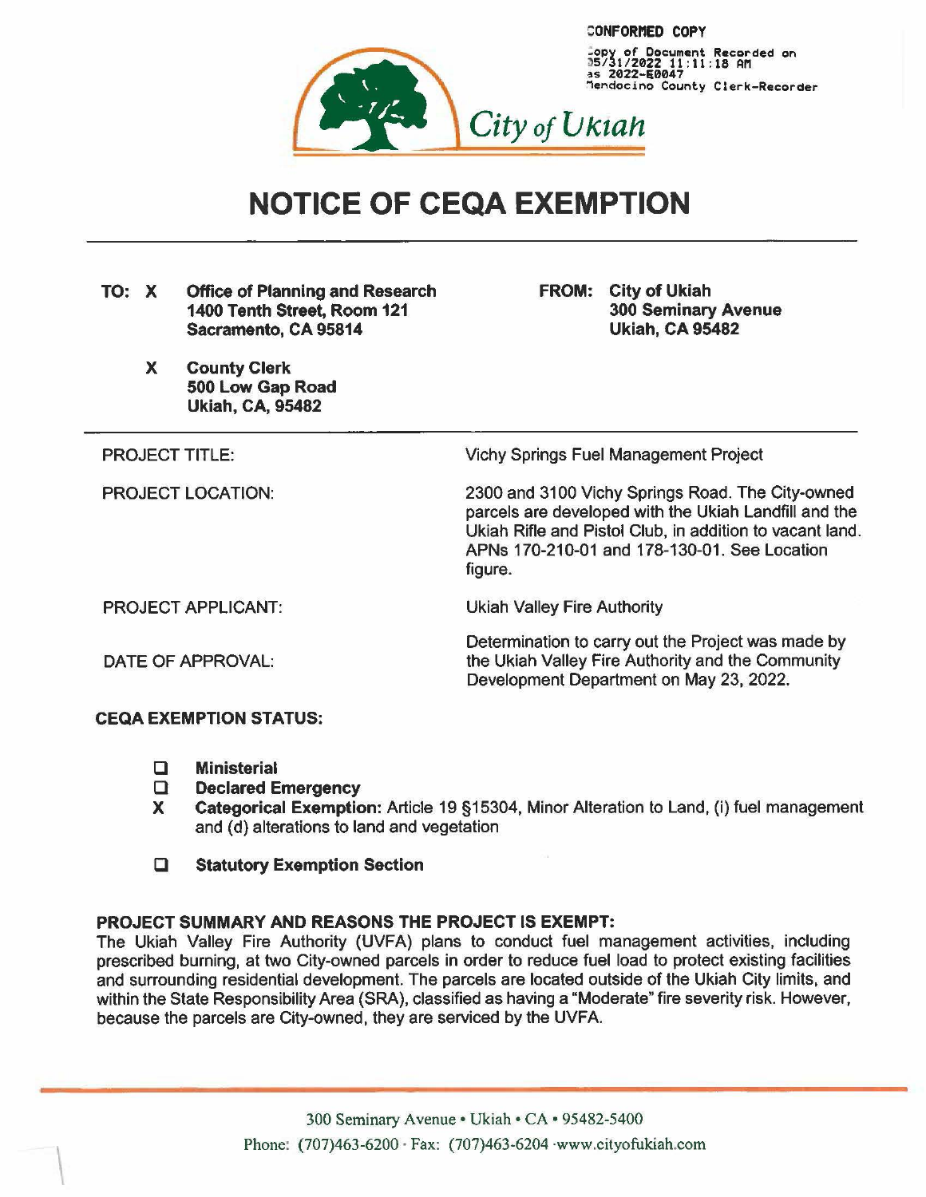CONFORMED COPY

Copy of Document Recorded on 05/31/2022 11:11:18 AM as 2022-E0047 Mendocino County Clerk-Recorder

*City of Ukiah*

# NOTICE OF CEQA EXEMPTION

**TO:** X **Office of Planning and Research**
**1400 Tenth Street, Room 121**
**Sacramento, CA 95814**

X **County Clerk**
**500 Low Gap Road**
**Ukiah, CA, 95482**

**FROM: City of Ukiah**
**300 Seminary Avenue**
**Ukiah, CA 95482**

| | |
|---|---|
| PROJECT TITLE: | Vichy Springs Fuel Management Project |
| PROJECT LOCATION: | 2300 and 3100 Vichy Springs Road. The City-owned parcels are developed with the Ukiah Landfill and the Ukiah Rifle and Pistol Club, in addition to vacant land. APNs 170-210-01 and 178-130-01. See Location figure. |
| PROJECT APPLICANT: | Ukiah Valley Fire Authority |
| DATE OF APPROVAL: | Determination to carry out the Project was made by the Ukiah Valley Fire Authority and the Community Development Department on May 23, 2022. |

**CEQA EXEMPTION STATUS:**

- ☐ **Ministerial**
- ☐ **Declared Emergency**
- X **Categorical Exemption:** Article 19 §15304, Minor Alteration to Land, (i) fuel management and (d) alterations to land and vegetation
- ☐ **Statutory Exemption Section**

**PROJECT SUMMARY AND REASONS THE PROJECT IS EXEMPT:**
The Ukiah Valley Fire Authority (UVFA) plans to conduct fuel management activities, including prescribed burning, at two City-owned parcels in order to reduce fuel load to protect existing facilities and surrounding residential development. The parcels are located outside of the Ukiah City limits, and within the State Responsibility Area (SRA), classified as having a "Moderate" fire severity risk. However, because the parcels are City-owned, they are serviced by the UVFA.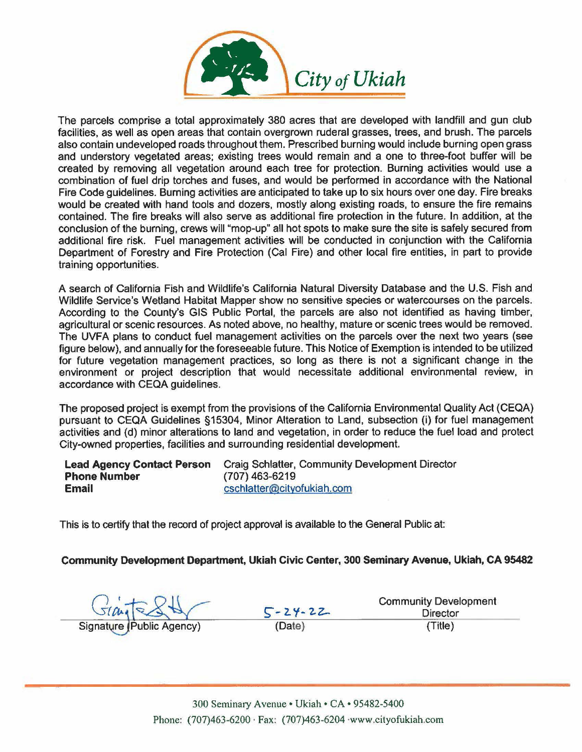The parcels comprise a total approximately 380 acres that are developed with landfill and gun club facilities, as well as open areas that contain overgrown ruderal grasses, trees, and brush. The parcels also contain undeveloped roads throughout them. Prescribed burning would include burning open grass and understory vegetated areas; existing trees would remain and a one to three-foot buffer will be created by removing all vegetation around each tree for protection. Burning activities would use a combination of fuel drip torches and fuses, and would be performed in accordance with the National Fire Code guidelines. Burning activities are anticipated to take up to six hours over one day. Fire breaks would be created with hand tools and dozers, mostly along existing roads, to ensure the fire remains contained. The fire breaks will also serve as additional fire protection in the future. In addition, at the conclusion of the burning, crews will "mop-up" all hot spots to make sure the site is safely secured from additional fire risk. Fuel management activities will be conducted in conjunction with the California Department of Forestry and Fire Protection (Cal Fire) and other local fire entities, in part to provide training opportunities.

A search of California Fish and Wildlife's California Natural Diversity Database and the U.S. Fish and Wildlife Service's Wetland Habitat Mapper show no sensitive species or watercourses on the parcels. According to the County's GIS Public Portal, the parcels are also not identified as having timber, agricultural or scenic resources. As noted above, no healthy, mature or scenic trees would be removed. The UVFA plans to conduct fuel management activities on the parcels over the next two years (see figure below), and annually for the foreseeable future. This Notice of Exemption is intended to be utilized for future vegetation management practices, so long as there is not a significant change in the environment or project description that would necessitate additional environmental review, in accordance with CEQA guidelines.

The proposed project is exempt from the provisions of the California Environmental Quality Act (CEQA) pursuant to CEQA Guidelines §15304, Minor Alteration to Land, subsection (i) for fuel management activities and (d) minor alterations to land and vegetation, in order to reduce the fuel load and protect City-owned properties, facilities and surrounding residential development.

**Lead Agency Contact Person** Craig Schlatter, Community Development Director
**Phone Number** (707) 463-6219
**Email** cschlatter@cityofukiah.com

This is to certify that the record of project approval is available to the General Public at:

**Community Development Department, Ukiah Civic Center, 300 Seminary Avenue, Ukiah, CA 95482**

| [signature] | 5-24-22 | Community Development Director |
|---|---|---|
| Signature (Public Agency) | (Date) | (Title) |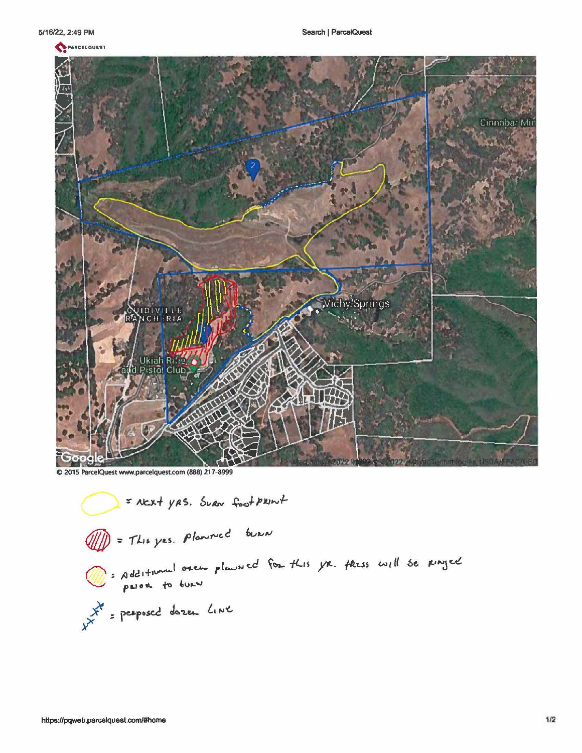Cinnabar Mine

Vichy Springs

GUIDIVILLE RANCHERIA

Ukiah Rifle and Pistol Club

© 2015 ParcelQuest www.parcelquest.com (888) 217-8999

= Next yrs. burn footprint

= This yrs. planned burn

= Additional area planned for this yr. trees will be ringed prior to burn

= proposed dozer line